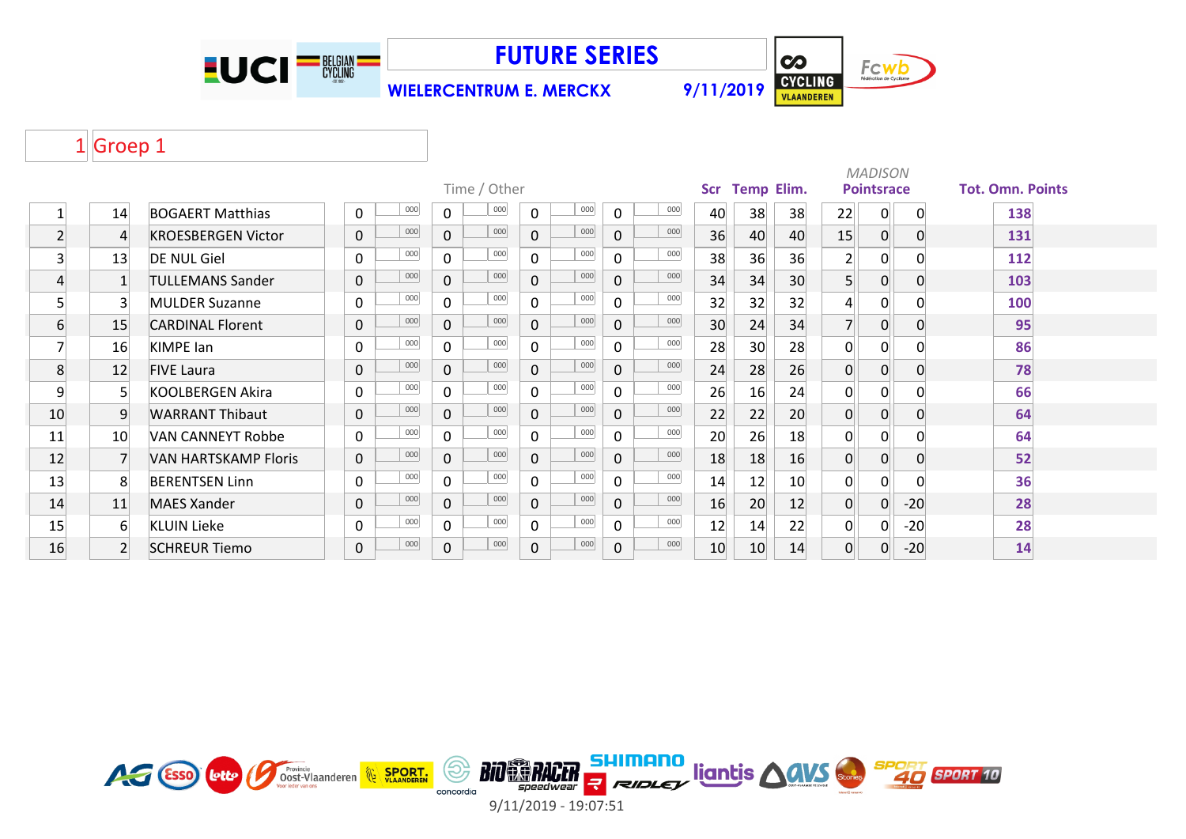# FUTURE SERIES

**WIELERCENTRUM E. MERCKX** **9/11/2019**

## 1 Groep 1

| | | | Time / Other | | | | | | | | Scr | Temp | Elim. | MADISON Pointsrace | | | Tot. Omn. Points |
|---|---|---|---|---|---|---|---|---|---|---|---|---|---|---|---|---|---|
| 1 | 14 | BOGAERT Matthias | 0 | 000 | 0 | 000 | 0 | 000 | 0 | 000 | 40 | 38 | 38 | 22 | 0 | 0 | 138 |
| 2 | 4 | KROESBERGEN Victor | 0 | 000 | 0 | 000 | 0 | 000 | 0 | 000 | 36 | 40 | 40 | 15 | 0 | 0 | 131 |
| 3 | 13 | DE NUL Giel | 0 | 000 | 0 | 000 | 0 | 000 | 0 | 000 | 38 | 36 | 36 | 2 | 0 | 0 | 112 |
| 4 | 1 | TULLEMANS Sander | 0 | 000 | 0 | 000 | 0 | 000 | 0 | 000 | 34 | 34 | 30 | 5 | 0 | 0 | 103 |
| 5 | 3 | MULDER Suzanne | 0 | 000 | 0 | 000 | 0 | 000 | 0 | 000 | 32 | 32 | 32 | 4 | 0 | 0 | 100 |
| 6 | 15 | CARDINAL Florent | 0 | 000 | 0 | 000 | 0 | 000 | 0 | 000 | 30 | 24 | 34 | 7 | 0 | 0 | 95 |
| 7 | 16 | KIMPE Ian | 0 | 000 | 0 | 000 | 0 | 000 | 0 | 000 | 28 | 30 | 28 | 0 | 0 | 0 | 86 |
| 8 | 12 | FIVE Laura | 0 | 000 | 0 | 000 | 0 | 000 | 0 | 000 | 24 | 28 | 26 | 0 | 0 | 0 | 78 |
| 9 | 5 | KOOLBERGEN Akira | 0 | 000 | 0 | 000 | 0 | 000 | 0 | 000 | 26 | 16 | 24 | 0 | 0 | 0 | 66 |
| 10 | 9 | WARRANT Thibaut | 0 | 000 | 0 | 000 | 0 | 000 | 0 | 000 | 22 | 22 | 20 | 0 | 0 | 0 | 64 |
| 11 | 10 | VAN CANNEYT Robbe | 0 | 000 | 0 | 000 | 0 | 000 | 0 | 000 | 20 | 26 | 18 | 0 | 0 | 0 | 64 |
| 12 | 7 | VAN HARTSKAMP Floris | 0 | 000 | 0 | 000 | 0 | 000 | 0 | 000 | 18 | 18 | 16 | 0 | 0 | 0 | 52 |
| 13 | 8 | BERENTSEN Linn | 0 | 000 | 0 | 000 | 0 | 000 | 0 | 000 | 14 | 12 | 10 | 0 | 0 | 0 | 36 |
| 14 | 11 | MAES Xander | 0 | 000 | 0 | 000 | 0 | 000 | 0 | 000 | 16 | 20 | 12 | 0 | 0 | -20 | 28 |
| 15 | 6 | KLUIN Lieke | 0 | 000 | 0 | 000 | 0 | 000 | 0 | 000 | 12 | 14 | 22 | 0 | 0 | -20 | 28 |
| 16 | 2 | SCHREUR Tiemo | 0 | 000 | 0 | 000 | 0 | 000 | 0 | 000 | 10 | 10 | 14 | 0 | 0 | -20 | 14 |

9/11/2019 - 19:07:51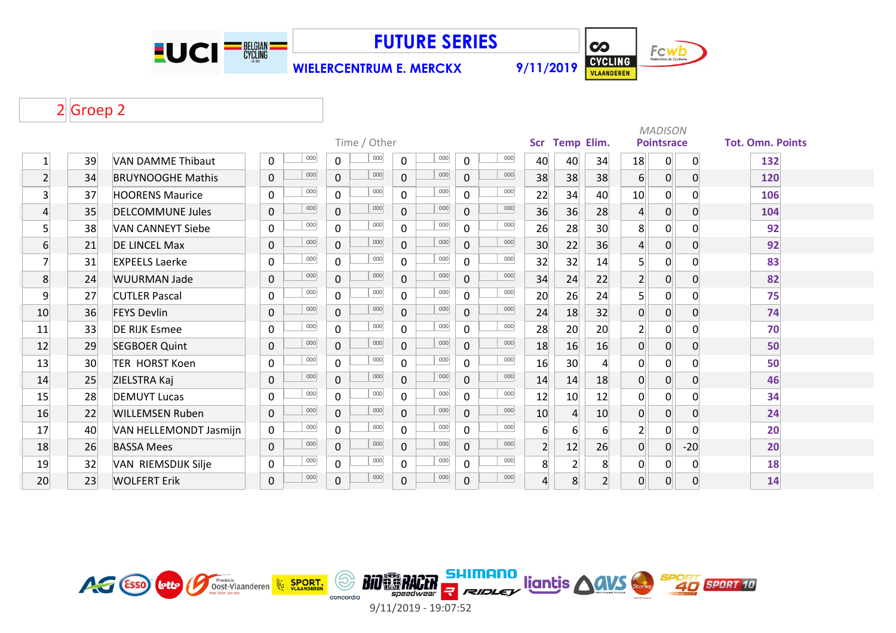# FUTURE SERIES

**WIELERCENTRUM E. MERCKX** 9/11/2019

## 2 Groep 2

| | | | Time / Other | | | | | | | | Scr | Temp | Elim. | MADISON Pointsrace | | | Tot. Omn. Points |
|---|---|---|---|---|---|---|---|---|---|---|---|---|---|---|---|---|---|
| 1 | 39 | VAN DAMME Thibaut | 0 | 000 | 0 | 000 | 0 | 000 | 0 | 000 | 40 | 40 | 34 | 18 | 0 | 0 | 132 |
| 2 | 34 | BRUYNOOGHE Mathis | 0 | 000 | 0 | 000 | 0 | 000 | 0 | 000 | 38 | 38 | 38 | 6 | 0 | 0 | 120 |
| 3 | 37 | HOORENS Maurice | 0 | 000 | 0 | 000 | 0 | 000 | 0 | 000 | 22 | 34 | 40 | 10 | 0 | 0 | 106 |
| 4 | 35 | DELCOMMUNE Jules | 0 | 000 | 0 | 000 | 0 | 000 | 0 | 000 | 36 | 36 | 28 | 4 | 0 | 0 | 104 |
| 5 | 38 | VAN CANNEYT Siebe | 0 | 000 | 0 | 000 | 0 | 000 | 0 | 000 | 26 | 28 | 30 | 8 | 0 | 0 | 92 |
| 6 | 21 | DE LINCEL Max | 0 | 000 | 0 | 000 | 0 | 000 | 0 | 000 | 30 | 22 | 36 | 4 | 0 | 0 | 92 |
| 7 | 31 | EXPEELS Laerke | 0 | 000 | 0 | 000 | 0 | 000 | 0 | 000 | 32 | 32 | 14 | 5 | 0 | 0 | 83 |
| 8 | 24 | WUURMAN Jade | 0 | 000 | 0 | 000 | 0 | 000 | 0 | 000 | 34 | 24 | 22 | 2 | 0 | 0 | 82 |
| 9 | 27 | CUTLER Pascal | 0 | 000 | 0 | 000 | 0 | 000 | 0 | 000 | 20 | 26 | 24 | 5 | 0 | 0 | 75 |
| 10 | 36 | FEYS Devlin | 0 | 000 | 0 | 000 | 0 | 000 | 0 | 000 | 24 | 18 | 32 | 0 | 0 | 0 | 74 |
| 11 | 33 | DE RIJK Esmee | 0 | 000 | 0 | 000 | 0 | 000 | 0 | 000 | 28 | 20 | 20 | 2 | 0 | 0 | 70 |
| 12 | 29 | SEGBOER Quint | 0 | 000 | 0 | 000 | 0 | 000 | 0 | 000 | 18 | 16 | 16 | 0 | 0 | 0 | 50 |
| 13 | 30 | TER HORST Koen | 0 | 000 | 0 | 000 | 0 | 000 | 0 | 000 | 16 | 30 | 4 | 0 | 0 | 0 | 50 |
| 14 | 25 | ZIELSTRA Kaj | 0 | 000 | 0 | 000 | 0 | 000 | 0 | 000 | 14 | 14 | 18 | 0 | 0 | 0 | 46 |
| 15 | 28 | DEMUYT Lucas | 0 | 000 | 0 | 000 | 0 | 000 | 0 | 000 | 12 | 10 | 12 | 0 | 0 | 0 | 34 |
| 16 | 22 | WILLEMSEN Ruben | 0 | 000 | 0 | 000 | 0 | 000 | 0 | 000 | 10 | 4 | 10 | 0 | 0 | 0 | 24 |
| 17 | 40 | VAN HELLEMONDT Jasmijn | 0 | 000 | 0 | 000 | 0 | 000 | 0 | 000 | 6 | 6 | 6 | 2 | 0 | 0 | 20 |
| 18 | 26 | BASSA Mees | 0 | 000 | 0 | 000 | 0 | 000 | 0 | 000 | 2 | 12 | 26 | 0 | 0 | -20 | 20 |
| 19 | 32 | VAN RIEMSDIJK Silje | 0 | 000 | 0 | 000 | 0 | 000 | 0 | 000 | 8 | 2 | 8 | 0 | 0 | 0 | 18 |
| 20 | 23 | WOLFERT Erik | 0 | 000 | 0 | 000 | 0 | 000 | 0 | 000 | 4 | 8 | 2 | 0 | 0 | 0 | 14 |

9/11/2019 - 19:07:52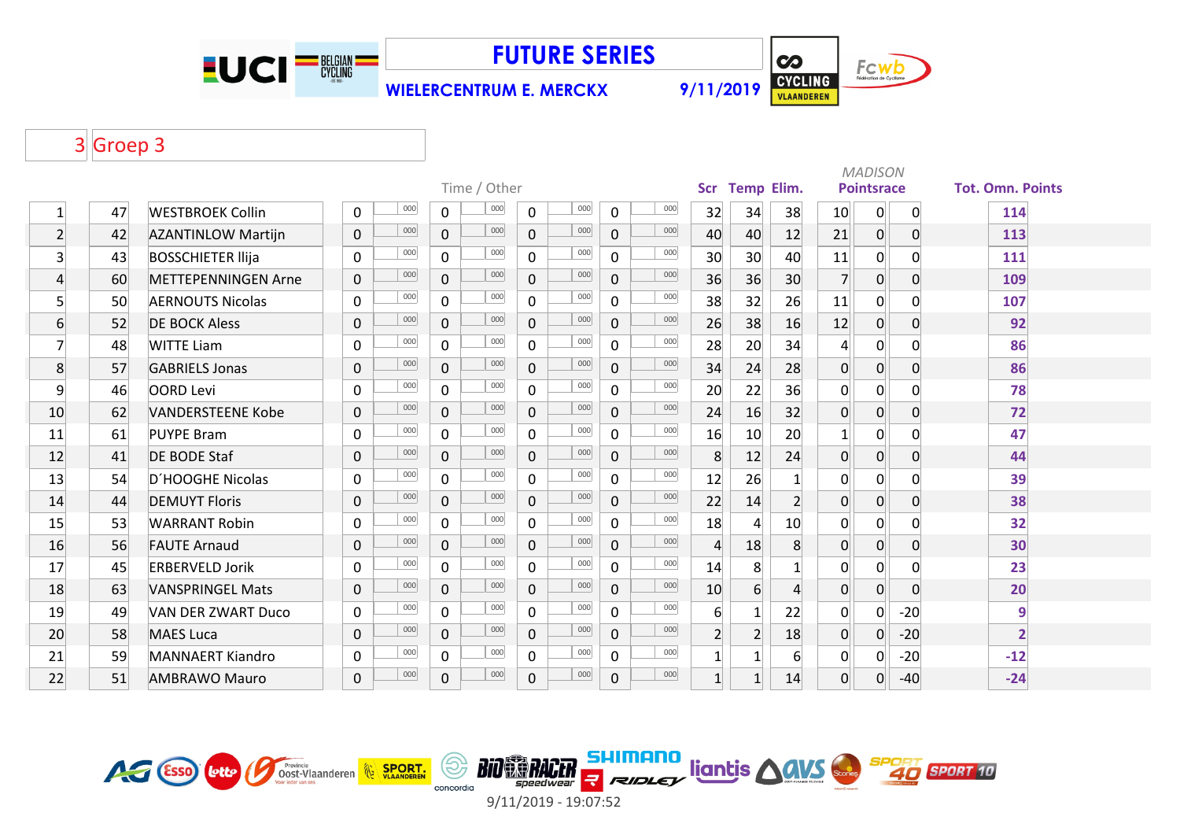# FUTURE SERIES

**WIELERCENTRUM E. MERCKX** 9/11/2019

## 3 Groep 3

| | | | Time / Other | | | | | | | | Scr | Temp | Elim. | MADISON Pointsrace | | | Tot. Omn. Points |
|---|---|---|---|---|---|---|---|---|---|---|---|---|---|---|---|---|---|
| 1 | 47 | WESTBROEK Collin | 0 | 000 | 0 | 000 | 0 | 000 | 0 | 000 | 32 | 34 | 38 | 10 | 0 | 0 | 114 |
| 2 | 42 | AZANTINLOW Martijn | 0 | 000 | 0 | 000 | 0 | 000 | 0 | 000 | 40 | 40 | 12 | 21 | 0 | 0 | 113 |
| 3 | 43 | BOSSCHIETER Ilija | 0 | 000 | 0 | 000 | 0 | 000 | 0 | 000 | 30 | 30 | 40 | 11 | 0 | 0 | 111 |
| 4 | 60 | METTEPENNINGEN Arne | 0 | 000 | 0 | 000 | 0 | 000 | 0 | 000 | 36 | 36 | 30 | 7 | 0 | 0 | 109 |
| 5 | 50 | AERNOUTS Nicolas | 0 | 000 | 0 | 000 | 0 | 000 | 0 | 000 | 38 | 32 | 26 | 11 | 0 | 0 | 107 |
| 6 | 52 | DE BOCK Aless | 0 | 000 | 0 | 000 | 0 | 000 | 0 | 000 | 26 | 38 | 16 | 12 | 0 | 0 | 92 |
| 7 | 48 | WITTE Liam | 0 | 000 | 0 | 000 | 0 | 000 | 0 | 000 | 28 | 20 | 34 | 4 | 0 | 0 | 86 |
| 8 | 57 | GABRIELS Jonas | 0 | 000 | 0 | 000 | 0 | 000 | 0 | 000 | 34 | 24 | 28 | 0 | 0 | 0 | 86 |
| 9 | 46 | OORD Levi | 0 | 000 | 0 | 000 | 0 | 000 | 0 | 000 | 20 | 22 | 36 | 0 | 0 | 0 | 78 |
| 10 | 62 | VANDERSTEENE Kobe | 0 | 000 | 0 | 000 | 0 | 000 | 0 | 000 | 24 | 16 | 32 | 0 | 0 | 0 | 72 |
| 11 | 61 | PUYPE Bram | 0 | 000 | 0 | 000 | 0 | 000 | 0 | 000 | 16 | 10 | 20 | 1 | 0 | 0 | 47 |
| 12 | 41 | DE BODE Staf | 0 | 000 | 0 | 000 | 0 | 000 | 0 | 000 | 8 | 12 | 24 | 0 | 0 | 0 | 44 |
| 13 | 54 | D´HOOGHE Nicolas | 0 | 000 | 0 | 000 | 0 | 000 | 0 | 000 | 12 | 26 | 1 | 0 | 0 | 0 | 39 |
| 14 | 44 | DEMUYT Floris | 0 | 000 | 0 | 000 | 0 | 000 | 0 | 000 | 22 | 14 | 2 | 0 | 0 | 0 | 38 |
| 15 | 53 | WARRANT Robin | 0 | 000 | 0 | 000 | 0 | 000 | 0 | 000 | 18 | 4 | 10 | 0 | 0 | 0 | 32 |
| 16 | 56 | FAUTE Arnaud | 0 | 000 | 0 | 000 | 0 | 000 | 0 | 000 | 4 | 18 | 8 | 0 | 0 | 0 | 30 |
| 17 | 45 | ERBERVELD Jorik | 0 | 000 | 0 | 000 | 0 | 000 | 0 | 000 | 14 | 8 | 1 | 0 | 0 | 0 | 23 |
| 18 | 63 | VANSPRINGEL Mats | 0 | 000 | 0 | 000 | 0 | 000 | 0 | 000 | 10 | 6 | 4 | 0 | 0 | 0 | 20 |
| 19 | 49 | VAN DER ZWART Duco | 0 | 000 | 0 | 000 | 0 | 000 | 0 | 000 | 6 | 1 | 22 | 0 | 0 | -20 | 9 |
| 20 | 58 | MAES Luca | 0 | 000 | 0 | 000 | 0 | 000 | 0 | 000 | 2 | 2 | 18 | 0 | 0 | -20 | 2 |
| 21 | 59 | MANNAERT Kiandro | 0 | 000 | 0 | 000 | 0 | 000 | 0 | 000 | 1 | 1 | 6 | 0 | 0 | -20 | -12 |
| 22 | 51 | AMBRAWO Mauro | 0 | 000 | 0 | 000 | 0 | 000 | 0 | 000 | 1 | 1 | 14 | 0 | 0 | -40 | -24 |

9/11/2019 - 19:07:52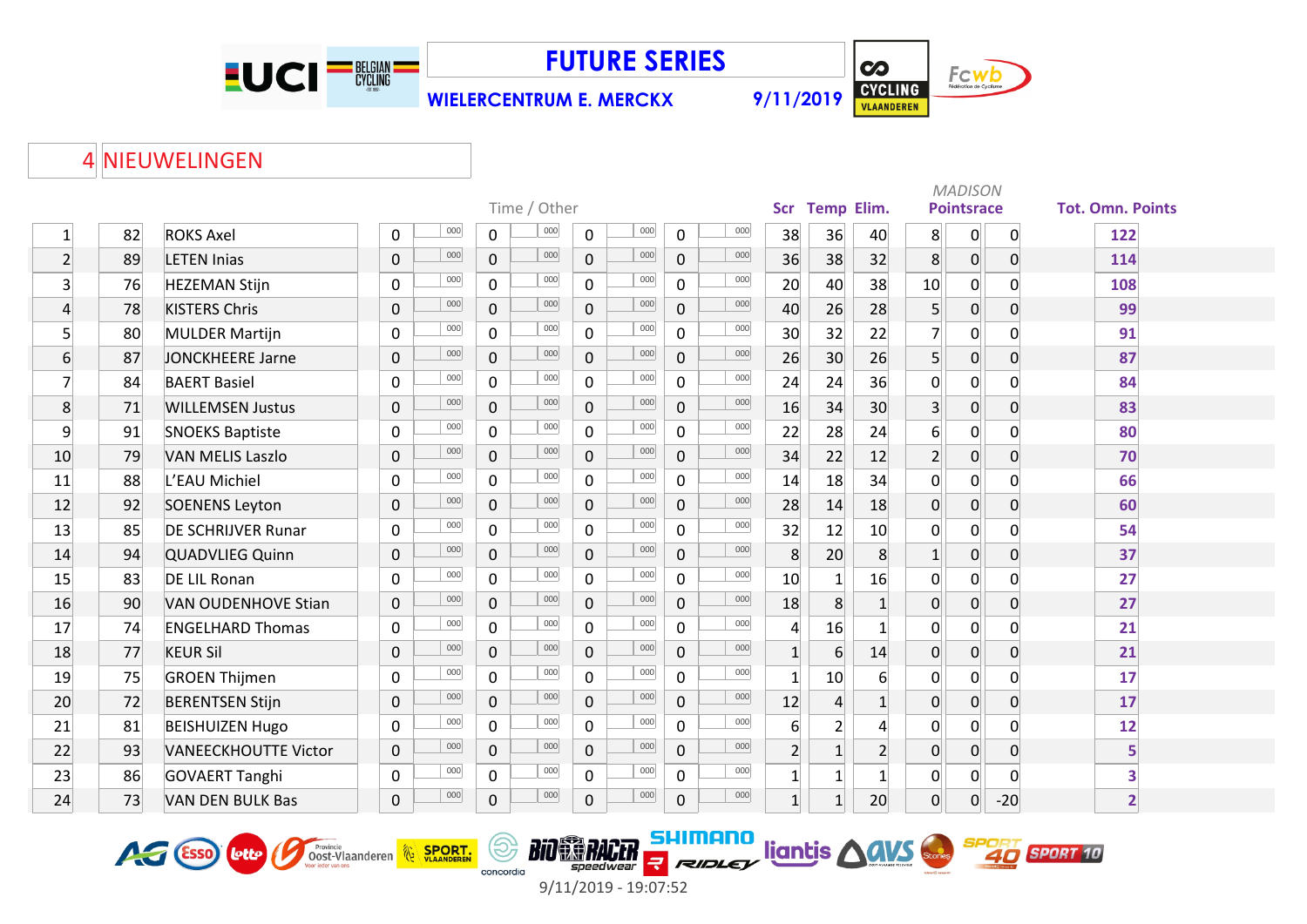# FUTURE SERIES

**WIELERCENTRUM E. MERCKX** 9/11/2019

## 4 NIEUWELINGEN

| | | | Time / Other | | | | | | | | Scr | Temp | Elim. | MADISON Pointsrace | | | Tot. Omn. Points |
|---|---|---|---|---|---|---|---|---|---|---|---|---|---|---|---|---|---|
| 1 | 82 | ROKS Axel | 0 | 000 | 0 | 000 | 0 | 000 | 0 | 000 | 38 | 36 | 40 | 8 | 0 | 0 | 122 |
| 2 | 89 | LETEN Inias | 0 | 000 | 0 | 000 | 0 | 000 | 0 | 000 | 36 | 38 | 32 | 8 | 0 | 0 | 114 |
| 3 | 76 | HEZEMAN Stijn | 0 | 000 | 0 | 000 | 0 | 000 | 0 | 000 | 20 | 40 | 38 | 10 | 0 | 0 | 108 |
| 4 | 78 | KISTERS Chris | 0 | 000 | 0 | 000 | 0 | 000 | 0 | 000 | 40 | 26 | 28 | 5 | 0 | 0 | 99 |
| 5 | 80 | MULDER Martijn | 0 | 000 | 0 | 000 | 0 | 000 | 0 | 000 | 30 | 32 | 22 | 7 | 0 | 0 | 91 |
| 6 | 87 | JONCKHEERE Jarne | 0 | 000 | 0 | 000 | 0 | 000 | 0 | 000 | 26 | 30 | 26 | 5 | 0 | 0 | 87 |
| 7 | 84 | BAERT Basiel | 0 | 000 | 0 | 000 | 0 | 000 | 0 | 000 | 24 | 24 | 36 | 0 | 0 | 0 | 84 |
| 8 | 71 | WILLEMSEN Justus | 0 | 000 | 0 | 000 | 0 | 000 | 0 | 000 | 16 | 34 | 30 | 3 | 0 | 0 | 83 |
| 9 | 91 | SNOEKS Baptiste | 0 | 000 | 0 | 000 | 0 | 000 | 0 | 000 | 22 | 28 | 24 | 6 | 0 | 0 | 80 |
| 10 | 79 | VAN MELIS Laszlo | 0 | 000 | 0 | 000 | 0 | 000 | 0 | 000 | 34 | 22 | 12 | 2 | 0 | 0 | 70 |
| 11 | 88 | L'EAU Michiel | 0 | 000 | 0 | 000 | 0 | 000 | 0 | 000 | 14 | 18 | 34 | 0 | 0 | 0 | 66 |
| 12 | 92 | SOENENS Leyton | 0 | 000 | 0 | 000 | 0 | 000 | 0 | 000 | 28 | 14 | 18 | 0 | 0 | 0 | 60 |
| 13 | 85 | DE SCHRIJVER Runar | 0 | 000 | 0 | 000 | 0 | 000 | 0 | 000 | 32 | 12 | 10 | 0 | 0 | 0 | 54 |
| 14 | 94 | QUADVLIEG Quinn | 0 | 000 | 0 | 000 | 0 | 000 | 0 | 000 | 8 | 20 | 8 | 1 | 0 | 0 | 37 |
| 15 | 83 | DE LIL Ronan | 0 | 000 | 0 | 000 | 0 | 000 | 0 | 000 | 10 | 1 | 16 | 0 | 0 | 0 | 27 |
| 16 | 90 | VAN OUDENHOVE Stian | 0 | 000 | 0 | 000 | 0 | 000 | 0 | 000 | 18 | 8 | 1 | 0 | 0 | 0 | 27 |
| 17 | 74 | ENGELHARD Thomas | 0 | 000 | 0 | 000 | 0 | 000 | 0 | 000 | 4 | 16 | 1 | 0 | 0 | 0 | 21 |
| 18 | 77 | KEUR Sil | 0 | 000 | 0 | 000 | 0 | 000 | 0 | 000 | 1 | 6 | 14 | 0 | 0 | 0 | 21 |
| 19 | 75 | GROEN Thijmen | 0 | 000 | 0 | 000 | 0 | 000 | 0 | 000 | 1 | 10 | 6 | 0 | 0 | 0 | 17 |
| 20 | 72 | BERENTSEN Stijn | 0 | 000 | 0 | 000 | 0 | 000 | 0 | 000 | 12 | 4 | 1 | 0 | 0 | 0 | 17 |
| 21 | 81 | BEISHUIZEN Hugo | 0 | 000 | 0 | 000 | 0 | 000 | 0 | 000 | 6 | 2 | 4 | 0 | 0 | 0 | 12 |
| 22 | 93 | VANEECKHOUTTE Victor | 0 | 000 | 0 | 000 | 0 | 000 | 0 | 000 | 2 | 1 | 2 | 0 | 0 | 0 | 5 |
| 23 | 86 | GOVAERT Tanghi | 0 | 000 | 0 | 000 | 0 | 000 | 0 | 000 | 1 | 1 | 1 | 0 | 0 | 0 | 3 |
| 24 | 73 | VAN DEN BULK Bas | 0 | 000 | 0 | 000 | 0 | 000 | 0 | 000 | 1 | 1 | 20 | 0 | 0 | -20 | 2 |

9/11/2019 - 19:07:52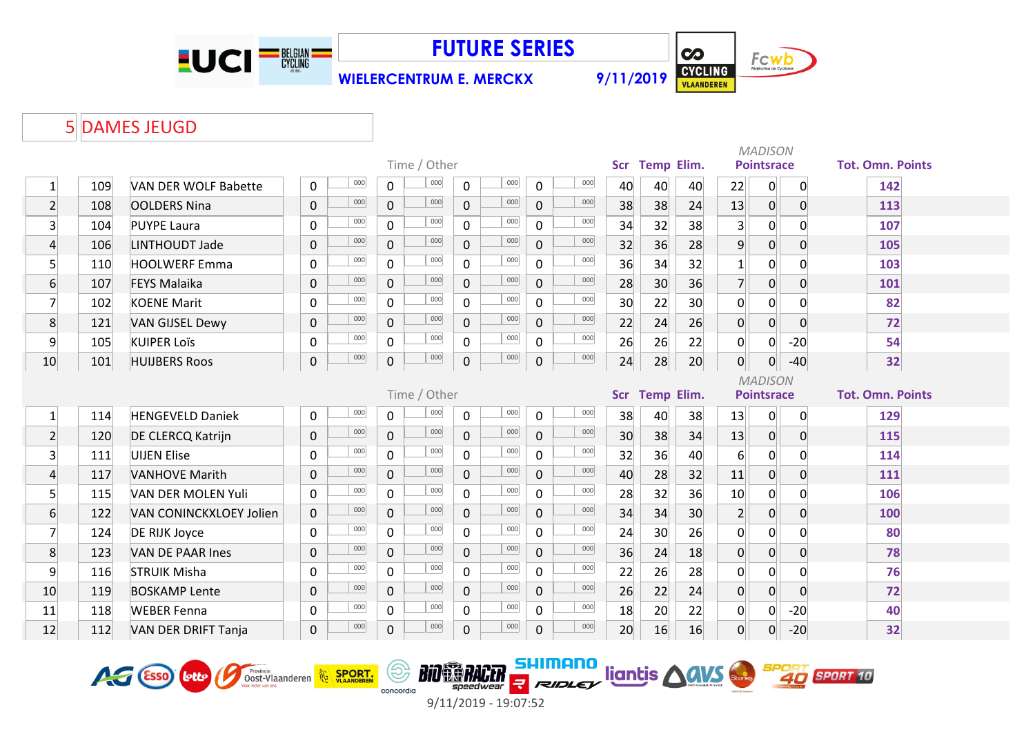# FUTURE SERIES

**WIELERCENTRUM E. MERCKX** 9/11/2019

## 5 DAMES JEUGD

| | | | Time / Other | | | | | | | | Scr | Temp | Elim. | MADISON Pointsrace | | | Tot. Omn. Points |
|---|---|---|---|---|---|---|---|---|---|---|---|---|---|---|---|---|---|
| 1 | 109 | VAN DER WOLF Babette | 0 | 000 | 0 | 000 | 0 | 000 | 0 | 000 | 40 | 40 | 40 | 22 | 0 | 0 | 142 |
| 2 | 108 | OOLDERS Nina | 0 | 000 | 0 | 000 | 0 | 000 | 0 | 000 | 38 | 38 | 24 | 13 | 0 | 0 | 113 |
| 3 | 104 | PUYPE Laura | 0 | 000 | 0 | 000 | 0 | 000 | 0 | 000 | 34 | 32 | 38 | 3 | 0 | 0 | 107 |
| 4 | 106 | LINTHOUDT Jade | 0 | 000 | 0 | 000 | 0 | 000 | 0 | 000 | 32 | 36 | 28 | 9 | 0 | 0 | 105 |
| 5 | 110 | HOOLWERF Emma | 0 | 000 | 0 | 000 | 0 | 000 | 0 | 000 | 36 | 34 | 32 | 1 | 0 | 0 | 103 |
| 6 | 107 | FEYS Malaika | 0 | 000 | 0 | 000 | 0 | 000 | 0 | 000 | 28 | 30 | 36 | 7 | 0 | 0 | 101 |
| 7 | 102 | KOENE Marit | 0 | 000 | 0 | 000 | 0 | 000 | 0 | 000 | 30 | 22 | 30 | 0 | 0 | 0 | 82 |
| 8 | 121 | VAN GIJSEL Dewy | 0 | 000 | 0 | 000 | 0 | 000 | 0 | 000 | 22 | 24 | 26 | 0 | 0 | 0 | 72 |
| 9 | 105 | KUIPER Loïs | 0 | 000 | 0 | 000 | 0 | 000 | 0 | 000 | 26 | 26 | 22 | 0 | 0 | -20 | 54 |
| 10 | 101 | HUIJBERS Roos | 0 | 000 | 0 | 000 | 0 | 000 | 0 | 000 | 24 | 28 | 20 | 0 | 0 | -40 | 32 |

| | | | Time / Other | | | | | | | | Scr | Temp | Elim. | MADISON Pointsrace | | | Tot. Omn. Points |
|---|---|---|---|---|---|---|---|---|---|---|---|---|---|---|---|---|---|
| 1 | 114 | HENGEVELD Daniek | 0 | 000 | 0 | 000 | 0 | 000 | 0 | 000 | 38 | 40 | 38 | 13 | 0 | 0 | 129 |
| 2 | 120 | DE CLERCQ Katrijn | 0 | 000 | 0 | 000 | 0 | 000 | 0 | 000 | 30 | 38 | 34 | 13 | 0 | 0 | 115 |
| 3 | 111 | UIJEN Elise | 0 | 000 | 0 | 000 | 0 | 000 | 0 | 000 | 32 | 36 | 40 | 6 | 0 | 0 | 114 |
| 4 | 117 | VANHOVE Marith | 0 | 000 | 0 | 000 | 0 | 000 | 0 | 000 | 40 | 28 | 32 | 11 | 0 | 0 | 111 |
| 5 | 115 | VAN DER MOLEN Yuli | 0 | 000 | 0 | 000 | 0 | 000 | 0 | 000 | 28 | 32 | 36 | 10 | 0 | 0 | 106 |
| 6 | 122 | VAN CONINCKXLOEY Jolien | 0 | 000 | 0 | 000 | 0 | 000 | 0 | 000 | 34 | 34 | 30 | 2 | 0 | 0 | 100 |
| 7 | 124 | DE RIJK Joyce | 0 | 000 | 0 | 000 | 0 | 000 | 0 | 000 | 24 | 30 | 26 | 0 | 0 | 0 | 80 |
| 8 | 123 | VAN DE PAAR Ines | 0 | 000 | 0 | 000 | 0 | 000 | 0 | 000 | 36 | 24 | 18 | 0 | 0 | 0 | 78 |
| 9 | 116 | STRUIK Misha | 0 | 000 | 0 | 000 | 0 | 000 | 0 | 000 | 22 | 26 | 28 | 0 | 0 | 0 | 76 |
| 10 | 119 | BOSKAMP Lente | 0 | 000 | 0 | 000 | 0 | 000 | 0 | 000 | 26 | 22 | 24 | 0 | 0 | 0 | 72 |
| 11 | 118 | WEBER Fenna | 0 | 000 | 0 | 000 | 0 | 000 | 0 | 000 | 18 | 20 | 22 | 0 | 0 | -20 | 40 |
| 12 | 112 | VAN DER DRIFT Tanja | 0 | 000 | 0 | 000 | 0 | 000 | 0 | 000 | 20 | 16 | 16 | 0 | 0 | -20 | 32 |

9/11/2019 - 19:07:52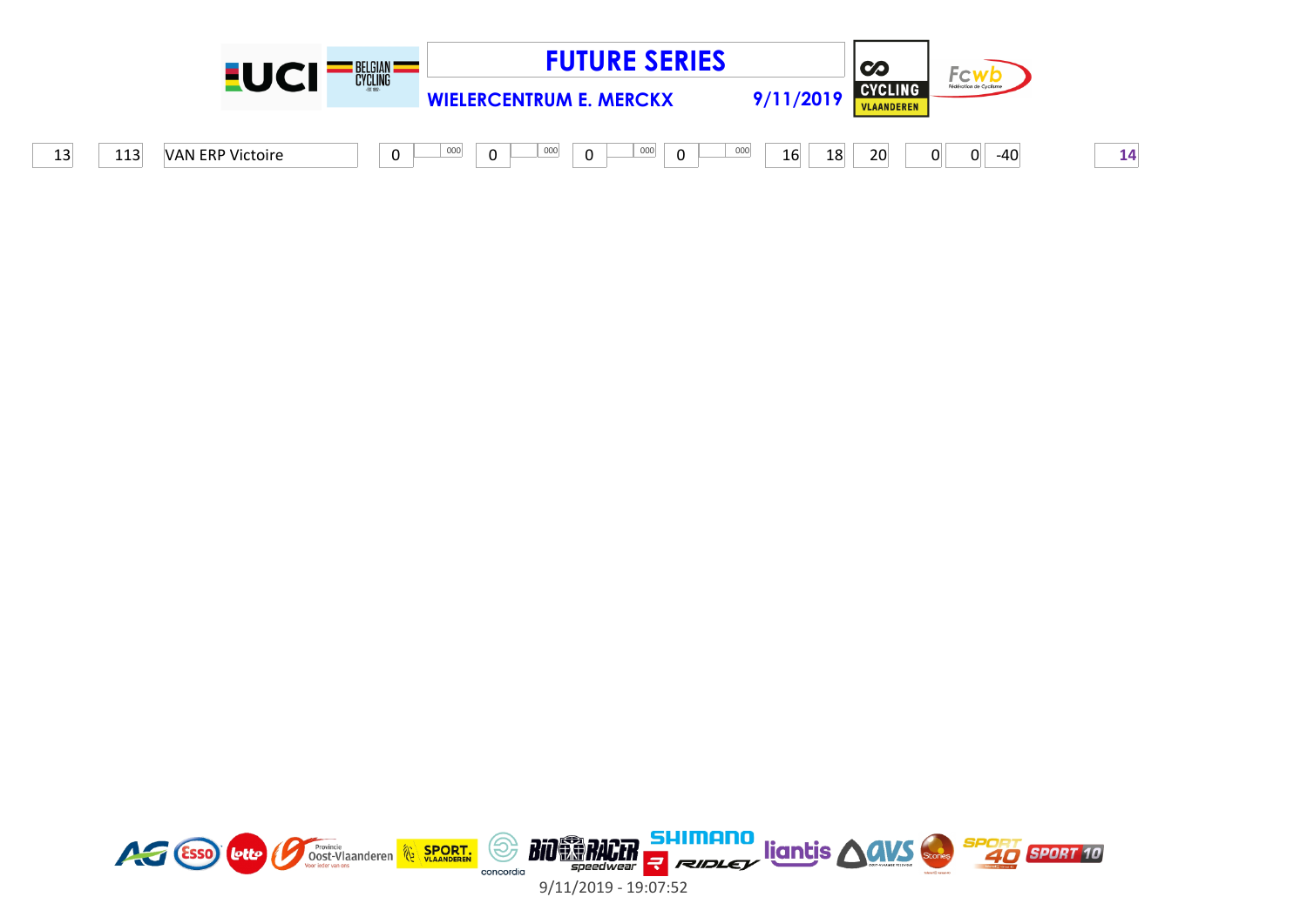# FUTURE SERIES

**WIELERCENTRUM E. MERCKX** **9/11/2019**

| | | | | | | | | | | | | | | | | | | |
|---|---|---|---|---|---|---|---|---|---|---|---|---|---|---|---|---|---|---|
| 13 | 113 | VAN ERP Victoire | 0 | 000 | 0 | 000 | 0 | 000 | 0 | 000 | 16 | 18 | 20 | 0 | 0 | -40 | | **14** |

9/11/2019 - 19:07:52